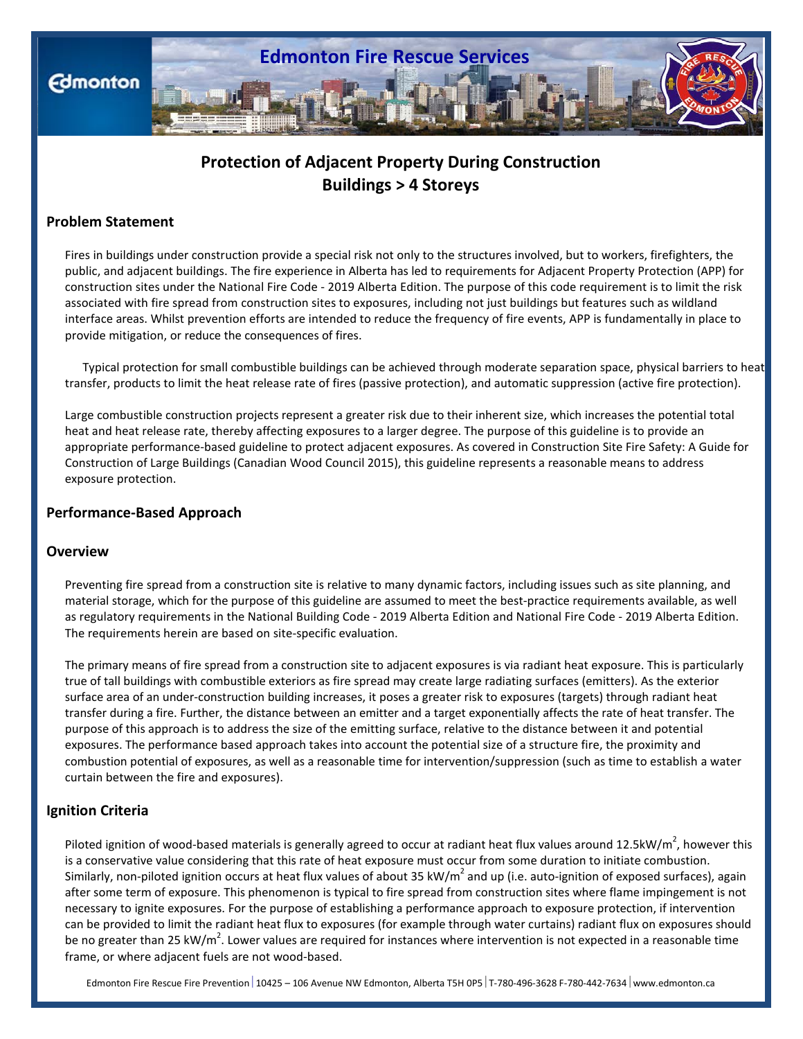# Protection of Adjacent Property During Construction Buildings > 4 Storeys

## Problem Statement

Fires in buildings under construction provide a special risk not only to the structures involved, but to workers, firefighters, the public, and adjacent buildings. The fire experience in Alberta has led to requirements for Adjacent Property Protection (APP) for construction sites under the National Fire Code - 2019 Alberta Edition. The purpose of this code requirement is to limit the risk associated with fire spread from construction sites to exposures, including not just buildings but features such as wildland interface areas. Whilst prevention efforts are intended to reduce the frequency of fire events, APP is fundamentally in place to provide mitigation, or reduce the consequences of fires.

Typical protection for small combustible buildings can be achieved through moderate separation space, physical barriers to heat transfer, products to limit the heat release rate of fires (passive protection), and automatic suppression (active fire protection).

Large combustible construction projects represent a greater risk due to their inherent size, which increases the potential total heat and heat release rate, thereby affecting exposures to a larger degree. The purpose of this guideline is to provide an appropriate performance-based guideline to protect adjacent exposures. As covered in Construction Site Fire Safety: A Guide for Construction of Large Buildings (Canadian Wood Council 2015), this guideline represents a reasonable means to address exposure protection.

## Performance-Based Approach

### Overview

Preventing fire spread from a construction site is relative to many dynamic factors, including issues such as site planning, and material storage, which for the purpose of this guideline are assumed to meet the best-practice requirements available, as well as regulatory requirements in the National Building Code - 2019 Alberta Edition and National Fire Code - 2019 Alberta Edition. The requirements herein are based on site-specific evaluation.

The primary means of fire spread from a construction site to adjacent exposures is via radiant heat exposure. This is particularly true of tall buildings with combustible exteriors as fire spread may create large radiating surfaces (emitters). As the exterior surface area of an under-construction building increases, it poses a greater risk to exposures (targets) through radiant heat transfer during a fire. Further, the distance between an emitter and a target exponentially affects the rate of heat transfer. The purpose of this approach is to address the size of the emitting surface, relative to the distance between it and potential exposures. The performance based approach takes into account the potential size of a structure fire, the proximity and combustion potential of exposures, as well as a reasonable time for intervention/suppression (such as time to establish a water curtain between the fire and exposures).

### Ignition Criteria

Piloted ignition of wood-based materials is generally agreed to occur at radiant heat flux values around 12.5kW/$m^2$, however this is a conservative value considering that this rate of heat exposure must occur from some duration to initiate combustion. Similarly, non-piloted ignition occurs at heat flux values of about 35 kW/$m^2$ and up (i.e. auto-ignition of exposed surfaces), again after some term of exposure. This phenomenon is typical to fire spread from construction sites where flame impingement is not necessary to ignite exposures. For the purpose of establishing a performance approach to exposure protection, if intervention can be provided to limit the radiant heat flux to exposures (for example through water curtains) radiant flux on exposures should be no greater than 25 kW/$m^2$. Lower values are required for instances where intervention is not expected in a reasonable time frame, or where adjacent fuels are not wood-based.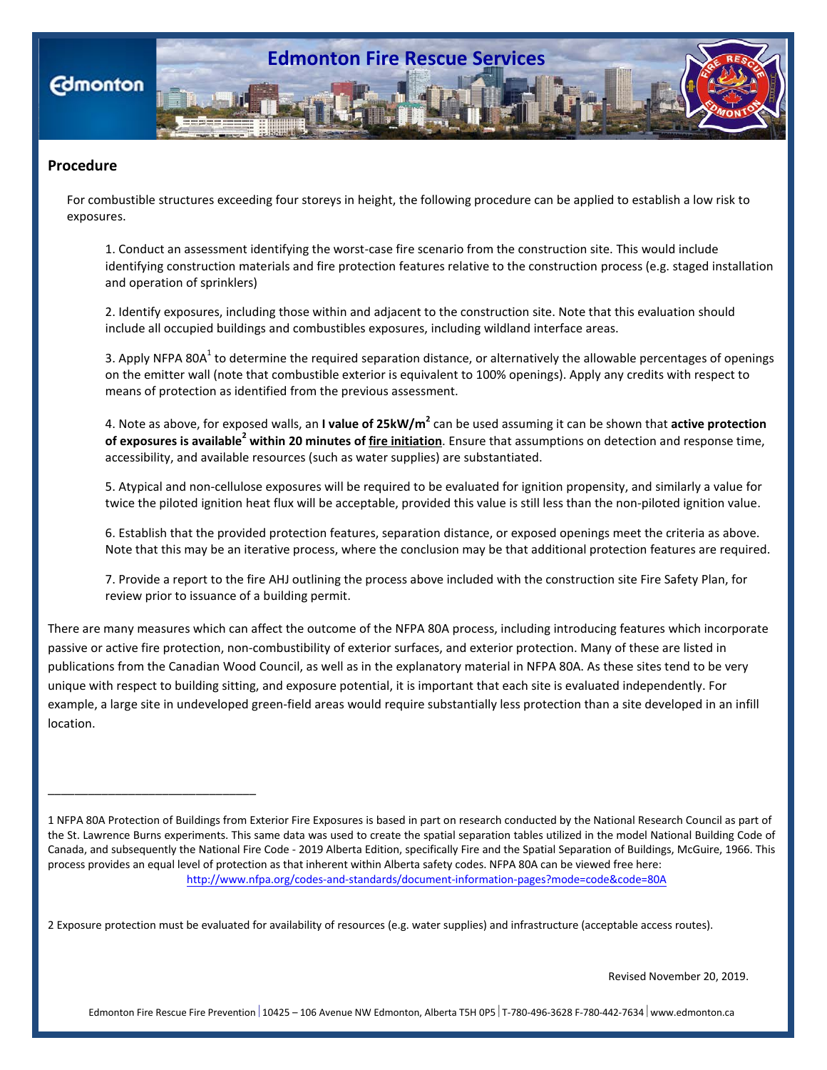## Procedure

For combustible structures exceeding four storeys in height, the following procedure can be applied to establish a low risk to exposures.

1. Conduct an assessment identifying the worst-case fire scenario from the construction site. This would include identifying construction materials and fire protection features relative to the construction process (e.g. staged installation and operation of sprinklers)

2. Identify exposures, including those within and adjacent to the construction site. Note that this evaluation should include all occupied buildings and combustibles exposures, including wildland interface areas.

3. Apply NFPA 80A[1] to determine the required separation distance, or alternatively the allowable percentages of openings on the emitter wall (note that combustible exterior is equivalent to 100% openings). Apply any credits with respect to means of protection as identified from the previous assessment.

4. Note as above, for exposed walls, an **I value of 25kW/m$^2$** can be used assuming it can be shown that **active protection of exposures is available[2] within 20 minutes of <u>fire initiation</u>**. Ensure that assumptions on detection and response time, accessibility, and available resources (such as water supplies) are substantiated.

5. Atypical and non-cellulose exposures will be required to be evaluated for ignition propensity, and similarly a value for twice the piloted ignition heat flux will be acceptable, provided this value is still less than the non-piloted ignition value.

6. Establish that the provided protection features, separation distance, or exposed openings meet the criteria as above. Note that this may be an iterative process, where the conclusion may be that additional protection features are required.

7. Provide a report to the fire AHJ outlining the process above included with the construction site Fire Safety Plan, for review prior to issuance of a building permit.

There are many measures which can affect the outcome of the NFPA 80A process, including introducing features which incorporate passive or active fire protection, non-combustibility of exterior surfaces, and exterior protection. Many of these are listed in publications from the Canadian Wood Council, as well as in the explanatory material in NFPA 80A. As these sites tend to be very unique with respect to building sitting, and exposure potential, it is important that each site is evaluated independently. For example, a large site in undeveloped green-field areas would require substantially less protection than a site developed in an infill location.

---

1 NFPA 80A Protection of Buildings from Exterior Fire Exposures is based in part on research conducted by the National Research Council as part of the St. Lawrence Burns experiments. This same data was used to create the spatial separation tables utilized in the model National Building Code of Canada, and subsequently the National Fire Code - 2019 Alberta Edition, specifically Fire and the Spatial Separation of Buildings, McGuire, 1966. This process provides an equal level of protection as that inherent within Alberta safety codes. NFPA 80A can be viewed free here: http://www.nfpa.org/codes-and-standards/document-information-pages?mode=code&code=80A

2 Exposure protection must be evaluated for availability of resources (e.g. water supplies) and infrastructure (acceptable access routes).

Revised November 20, 2019.